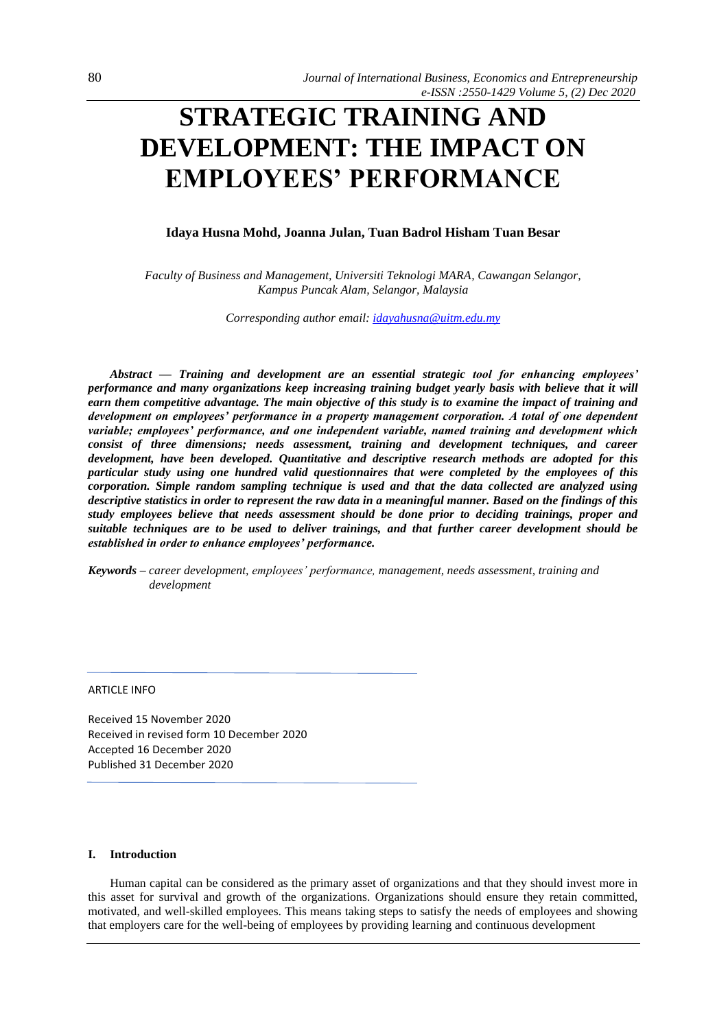# STRATEGIC TRAINING AND DEVELOPMENT: THE IMPACT ON EMPLOYEES' PERFORMANCE

**Idaya Husna Mohd, Joanna Julan, Tuan Badrol Hisham Tuan Besar**

*Faculty of Business and Management, Universiti Teknologi MARA, Cawangan Selangor, Kampus Puncak Alam, Selangor, Malaysia*

*Corresponding author email: idayahusna@uitm.edu.my*

***Abstract — Training and development are an essential strategic tool for enhancing employees' performance and many organizations keep increasing training budget yearly basis with believe that it will earn them competitive advantage. The main objective of this study is to examine the impact of training and development on employees' performance in a property management corporation. A total of one dependent variable; employees' performance, and one independent variable, named training and development which consist of three dimensions; needs assessment, training and development techniques, and career development, have been developed. Quantitative and descriptive research methods are adopted for this particular study using one hundred valid questionnaires that were completed by the employees of this corporation. Simple random sampling technique is used and that the data collected are analyzed using descriptive statistics in order to represent the raw data in a meaningful manner. Based on the findings of this study employees believe that needs assessment should be done prior to deciding trainings, proper and suitable techniques are to be used to deliver trainings, and that further career development should be established in order to enhance employees' performance.***

***Keywords*** *– career development, employees' performance, management, needs assessment, training and development*

ARTICLE INFO

Received 15 November 2020
Received in revised form 10 December 2020
Accepted 16 December 2020
Published 31 December 2020

## I. Introduction

Human capital can be considered as the primary asset of organizations and that they should invest more in this asset for survival and growth of the organizations. Organizations should ensure they retain committed, motivated, and well-skilled employees. This means taking steps to satisfy the needs of employees and showing that employers care for the well-being of employees by providing learning and continuous development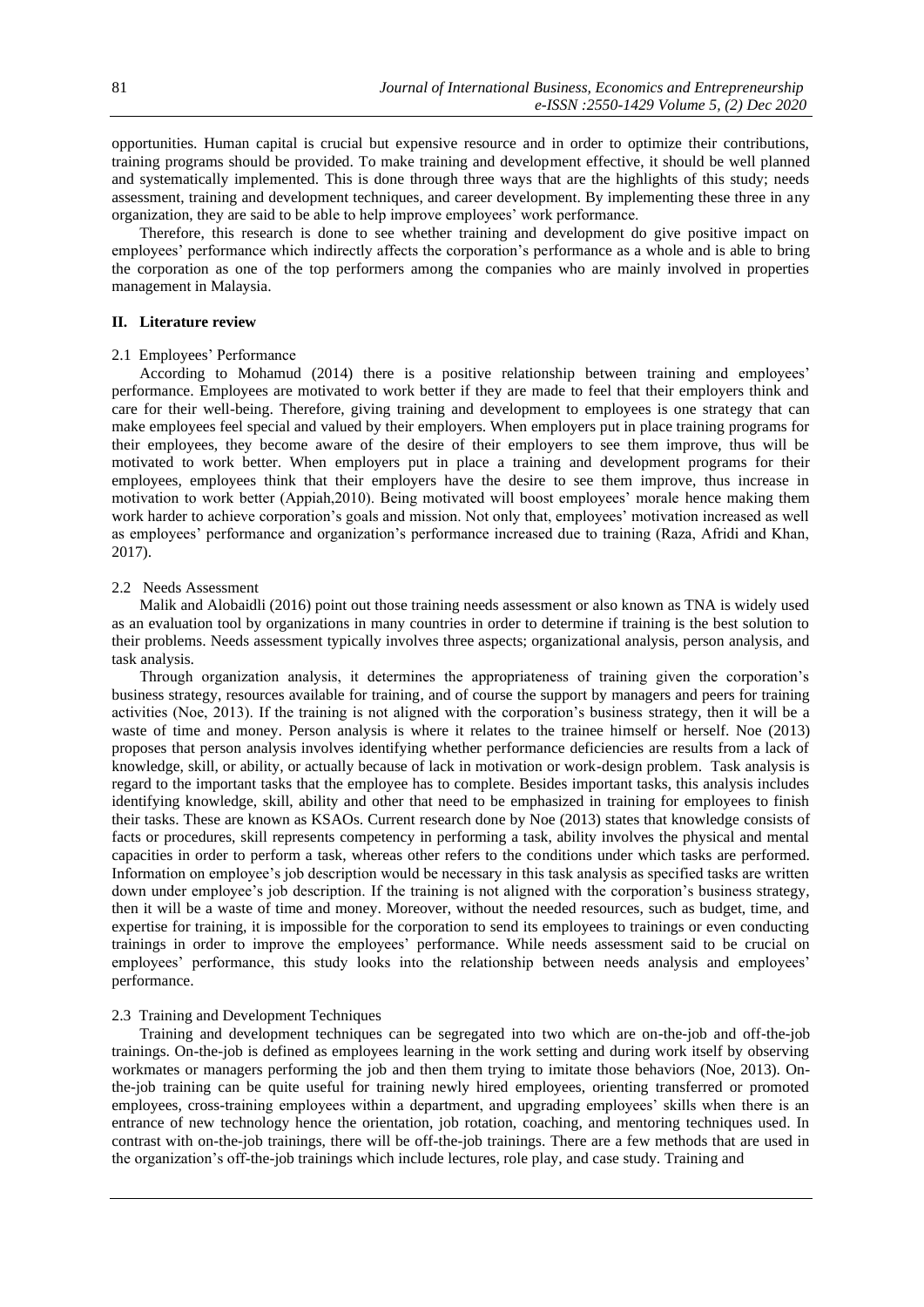opportunities. Human capital is crucial but expensive resource and in order to optimize their contributions, training programs should be provided. To make training and development effective, it should be well planned and systematically implemented. This is done through three ways that are the highlights of this study; needs assessment, training and development techniques, and career development. By implementing these three in any organization, they are said to be able to help improve employees' work performance.

Therefore, this research is done to see whether training and development do give positive impact on employees' performance which indirectly affects the corporation's performance as a whole and is able to bring the corporation as one of the top performers among the companies who are mainly involved in properties management in Malaysia.

## II. Literature review

### 2.1 Employees' Performance

According to Mohamud (2014) there is a positive relationship between training and employees' performance. Employees are motivated to work better if they are made to feel that their employers think and care for their well-being. Therefore, giving training and development to employees is one strategy that can make employees feel special and valued by their employers. When employers put in place training programs for their employees, they become aware of the desire of their employers to see them improve, thus will be motivated to work better. When employers put in place a training and development programs for their employees, employees think that their employers have the desire to see them improve, thus increase in motivation to work better (Appiah,2010). Being motivated will boost employees' morale hence making them work harder to achieve corporation's goals and mission. Not only that, employees' motivation increased as well as employees' performance and organization's performance increased due to training (Raza, Afridi and Khan, 2017).

### 2.2 Needs Assessment

Malik and Alobaidli (2016) point out those training needs assessment or also known as TNA is widely used as an evaluation tool by organizations in many countries in order to determine if training is the best solution to their problems. Needs assessment typically involves three aspects; organizational analysis, person analysis, and task analysis.

Through organization analysis, it determines the appropriateness of training given the corporation's business strategy, resources available for training, and of course the support by managers and peers for training activities (Noe, 2013). If the training is not aligned with the corporation's business strategy, then it will be a waste of time and money. Person analysis is where it relates to the trainee himself or herself. Noe (2013) proposes that person analysis involves identifying whether performance deficiencies are results from a lack of knowledge, skill, or ability, or actually because of lack in motivation or work-design problem. Task analysis is regard to the important tasks that the employee has to complete. Besides important tasks, this analysis includes identifying knowledge, skill, ability and other that need to be emphasized in training for employees to finish their tasks. These are known as KSAOs. Current research done by Noe (2013) states that knowledge consists of facts or procedures, skill represents competency in performing a task, ability involves the physical and mental capacities in order to perform a task, whereas other refers to the conditions under which tasks are performed. Information on employee's job description would be necessary in this task analysis as specified tasks are written down under employee's job description. If the training is not aligned with the corporation's business strategy, then it will be a waste of time and money. Moreover, without the needed resources, such as budget, time, and expertise for training, it is impossible for the corporation to send its employees to trainings or even conducting trainings in order to improve the employees' performance. While needs assessment said to be crucial on employees' performance, this study looks into the relationship between needs analysis and employees' performance.

### 2.3 Training and Development Techniques

Training and development techniques can be segregated into two which are on-the-job and off-the-job trainings. On-the-job is defined as employees learning in the work setting and during work itself by observing workmates or managers performing the job and then them trying to imitate those behaviors (Noe, 2013). On-the-job training can be quite useful for training newly hired employees, orienting transferred or promoted employees, cross-training employees within a department, and upgrading employees' skills when there is an entrance of new technology hence the orientation, job rotation, coaching, and mentoring techniques used. In contrast with on-the-job trainings, there will be off-the-job trainings. There are a few methods that are used in the organization's off-the-job trainings which include lectures, role play, and case study. Training and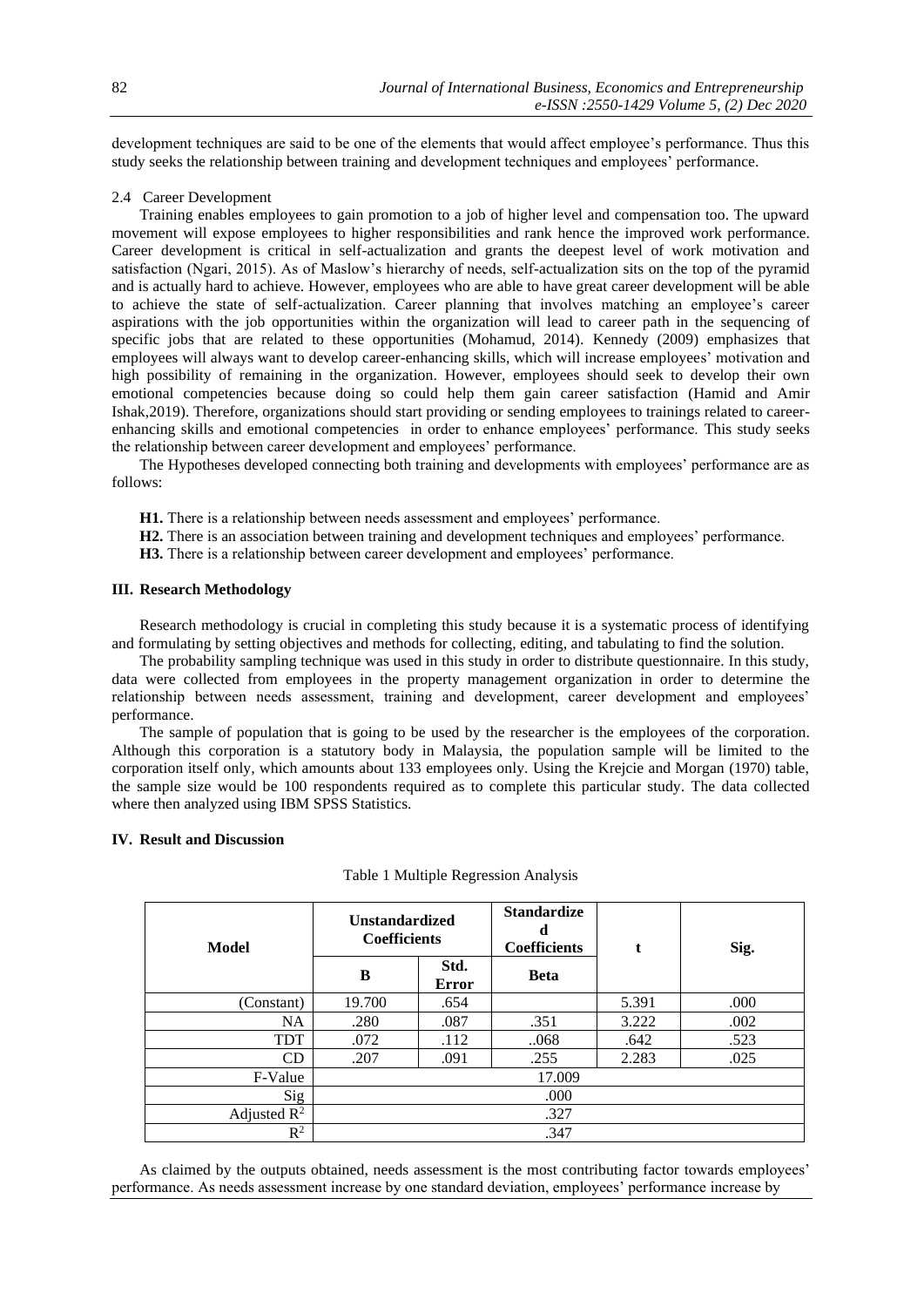development techniques are said to be one of the elements that would affect employee's performance. Thus this study seeks the relationship between training and development techniques and employees' performance.

### 2.4 Career Development

Training enables employees to gain promotion to a job of higher level and compensation too. The upward movement will expose employees to higher responsibilities and rank hence the improved work performance. Career development is critical in self-actualization and grants the deepest level of work motivation and satisfaction (Ngari, 2015). As of Maslow's hierarchy of needs, self-actualization sits on the top of the pyramid and is actually hard to achieve. However, employees who are able to have great career development will be able to achieve the state of self-actualization. Career planning that involves matching an employee's career aspirations with the job opportunities within the organization will lead to career path in the sequencing of specific jobs that are related to these opportunities (Mohamud, 2014). Kennedy (2009) emphasizes that employees will always want to develop career-enhancing skills, which will increase employees' motivation and high possibility of remaining in the organization. However, employees should seek to develop their own emotional competencies because doing so could help them gain career satisfaction (Hamid and Amir Ishak,2019). Therefore, organizations should start providing or sending employees to trainings related to career-enhancing skills and emotional competencies in order to enhance employees' performance. This study seeks the relationship between career development and employees' performance.

The Hypotheses developed connecting both training and developments with employees' performance are as follows:

- **H1.** There is a relationship between needs assessment and employees' performance.
- **H2.** There is an association between training and development techniques and employees' performance.
- **H3.** There is a relationship between career development and employees' performance.

## III. Research Methodology

Research methodology is crucial in completing this study because it is a systematic process of identifying and formulating by setting objectives and methods for collecting, editing, and tabulating to find the solution.

The probability sampling technique was used in this study in order to distribute questionnaire. In this study, data were collected from employees in the property management organization in order to determine the relationship between needs assessment, training and development, career development and employees' performance.

The sample of population that is going to be used by the researcher is the employees of the corporation. Although this corporation is a statutory body in Malaysia, the population sample will be limited to the corporation itself only, which amounts about 133 employees only. Using the Krejcie and Morgan (1970) table, the sample size would be 100 respondents required as to complete this particular study. The data collected where then analyzed using IBM SPSS Statistics.

## IV. Result and Discussion

Table 1 Multiple Regression Analysis

| Model | Unstandardized Coefficients | | Standardized Coefficients | t | Sig. |
|---|---|---|---|---|---|
| | B | Std. Error | Beta | | |
| (Constant) | 19.700 | .654 | | 5.391 | .000 |
| NA | .280 | .087 | .351 | 3.222 | .002 |
| TDT | .072 | .112 | ..068 | .642 | .523 |
| CD | .207 | .091 | .255 | 2.283 | .025 |
| F-Value | 17.009 | | | | |
| Sig | .000 | | | | |
| Adjusted $R^2$ | .327 | | | | |
| $R^2$ | .347 | | | | |

As claimed by the outputs obtained, needs assessment is the most contributing factor towards employees' performance. As needs assessment increase by one standard deviation, employees' performance increase by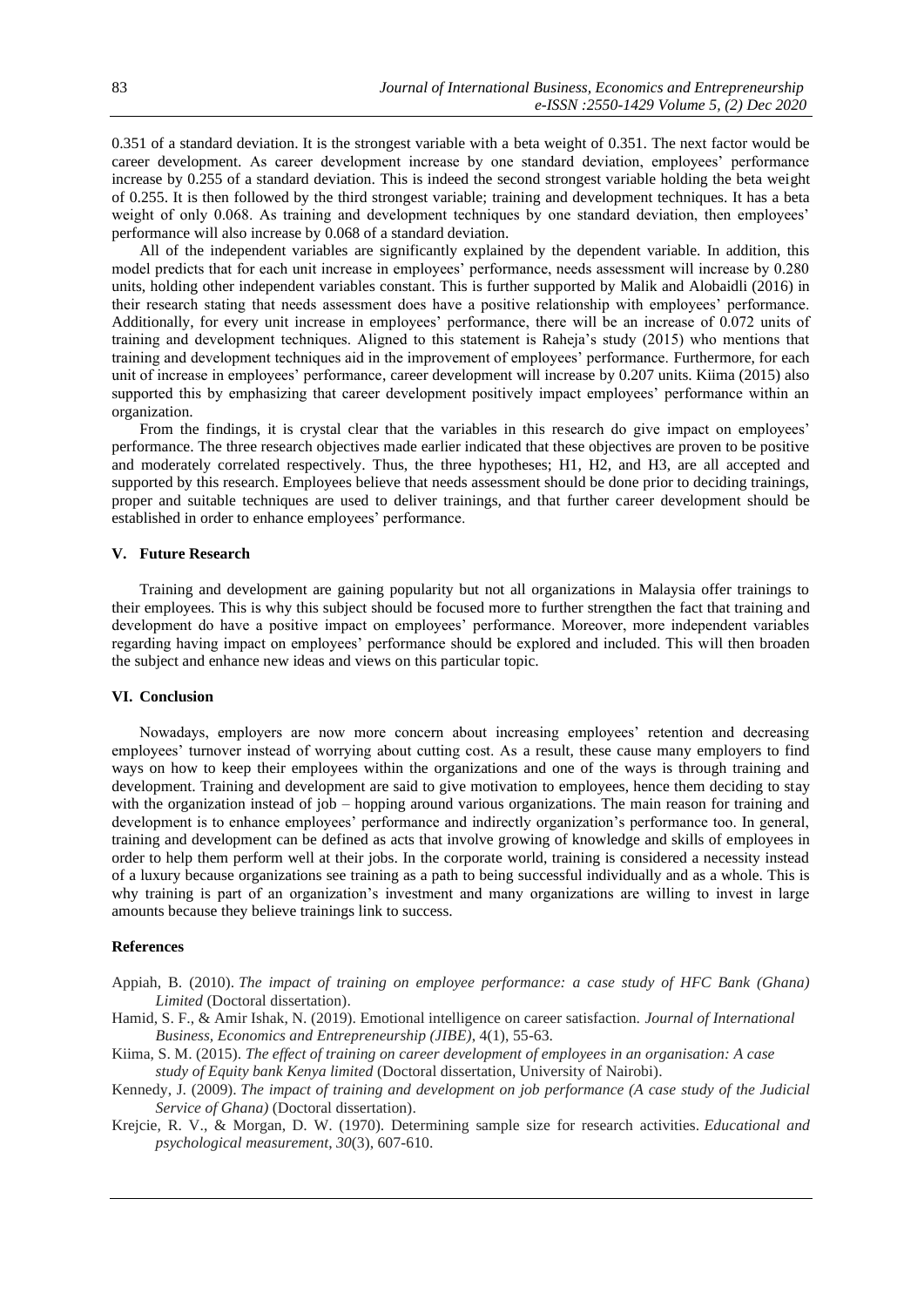0.351 of a standard deviation. It is the strongest variable with a beta weight of 0.351. The next factor would be career development. As career development increase by one standard deviation, employees' performance increase by 0.255 of a standard deviation. This is indeed the second strongest variable holding the beta weight of 0.255. It is then followed by the third strongest variable; training and development techniques. It has a beta weight of only 0.068. As training and development techniques by one standard deviation, then employees' performance will also increase by 0.068 of a standard deviation.

All of the independent variables are significantly explained by the dependent variable. In addition, this model predicts that for each unit increase in employees' performance, needs assessment will increase by 0.280 units, holding other independent variables constant. This is further supported by Malik and Alobaidli (2016) in their research stating that needs assessment does have a positive relationship with employees' performance. Additionally, for every unit increase in employees' performance, there will be an increase of 0.072 units of training and development techniques. Aligned to this statement is Raheja's study (2015) who mentions that training and development techniques aid in the improvement of employees' performance. Furthermore, for each unit of increase in employees' performance, career development will increase by 0.207 units. Kiima (2015) also supported this by emphasizing that career development positively impact employees' performance within an organization.

From the findings, it is crystal clear that the variables in this research do give impact on employees' performance. The three research objectives made earlier indicated that these objectives are proven to be positive and moderately correlated respectively. Thus, the three hypotheses; H1, H2, and H3, are all accepted and supported by this research. Employees believe that needs assessment should be done prior to deciding trainings, proper and suitable techniques are used to deliver trainings, and that further career development should be established in order to enhance employees' performance.

## V. Future Research

Training and development are gaining popularity but not all organizations in Malaysia offer trainings to their employees. This is why this subject should be focused more to further strengthen the fact that training and development do have a positive impact on employees' performance. Moreover, more independent variables regarding having impact on employees' performance should be explored and included. This will then broaden the subject and enhance new ideas and views on this particular topic.

## VI. Conclusion

Nowadays, employers are now more concern about increasing employees' retention and decreasing employees' turnover instead of worrying about cutting cost. As a result, these cause many employers to find ways on how to keep their employees within the organizations and one of the ways is through training and development. Training and development are said to give motivation to employees, hence them deciding to stay with the organization instead of job – hopping around various organizations. The main reason for training and development is to enhance employees' performance and indirectly organization's performance too. In general, training and development can be defined as acts that involve growing of knowledge and skills of employees in order to help them perform well at their jobs. In the corporate world, training is considered a necessity instead of a luxury because organizations see training as a path to being successful individually and as a whole. This is why training is part of an organization's investment and many organizations are willing to invest in large amounts because they believe trainings link to success.

## References

Appiah, B. (2010). *The impact of training on employee performance: a case study of HFC Bank (Ghana) Limited* (Doctoral dissertation).

Hamid, S. F., & Amir Ishak, N. (2019). Emotional intelligence on career satisfaction. *Journal of International Business, Economics and Entrepreneurship (JIBE)*, 4(1), 55-63.

Kiima, S. M. (2015). *The effect of training on career development of employees in an organisation: A case study of Equity bank Kenya limited* (Doctoral dissertation, University of Nairobi).

Kennedy, J. (2009). *The impact of training and development on job performance (A case study of the Judicial Service of Ghana)* (Doctoral dissertation).

Krejcie, R. V., & Morgan, D. W. (1970). Determining sample size for research activities. *Educational and psychological measurement*, *30*(3), 607-610.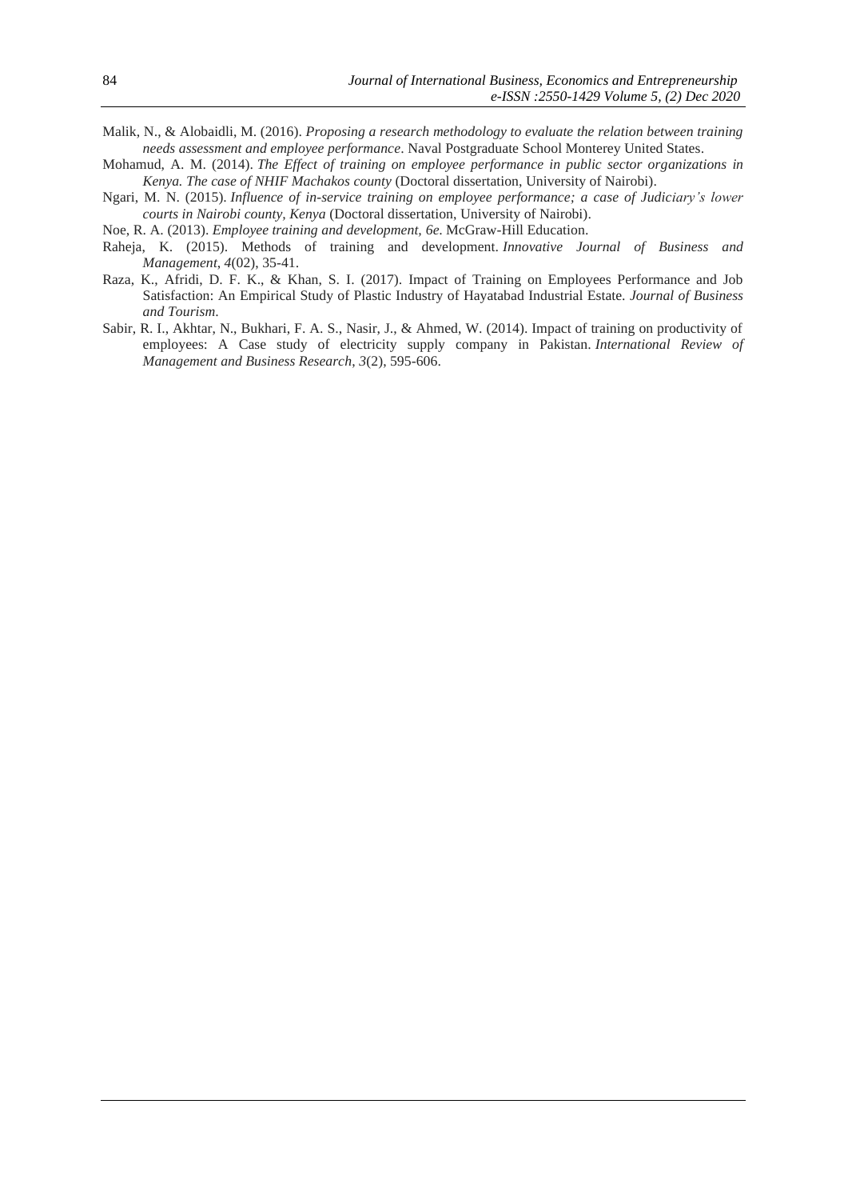Malik, N., & Alobaidli, M. (2016). *Proposing a research methodology to evaluate the relation between training needs assessment and employee performance*. Naval Postgraduate School Monterey United States.

Mohamud, A. M. (2014). *The Effect of training on employee performance in public sector organizations in Kenya. The case of NHIF Machakos county* (Doctoral dissertation, University of Nairobi).

Ngari, M. N. (2015). *Influence of in-service training on employee performance; a case of Judiciary's lower courts in Nairobi county, Kenya* (Doctoral dissertation, University of Nairobi).

Noe, R. A. (2013). *Employee training and development, 6e.* McGraw-Hill Education.

Raheja, K. (2015). Methods of training and development. *Innovative Journal of Business and Management*, *4*(02), 35-41.

Raza, K., Afridi, D. F. K., & Khan, S. I. (2017). Impact of Training on Employees Performance and Job Satisfaction: An Empirical Study of Plastic Industry of Hayatabad Industrial Estate. *Journal of Business and Tourism*.

Sabir, R. I., Akhtar, N., Bukhari, F. A. S., Nasir, J., & Ahmed, W. (2014). Impact of training on productivity of employees: A Case study of electricity supply company in Pakistan. *International Review of Management and Business Research*, *3*(2), 595-606.